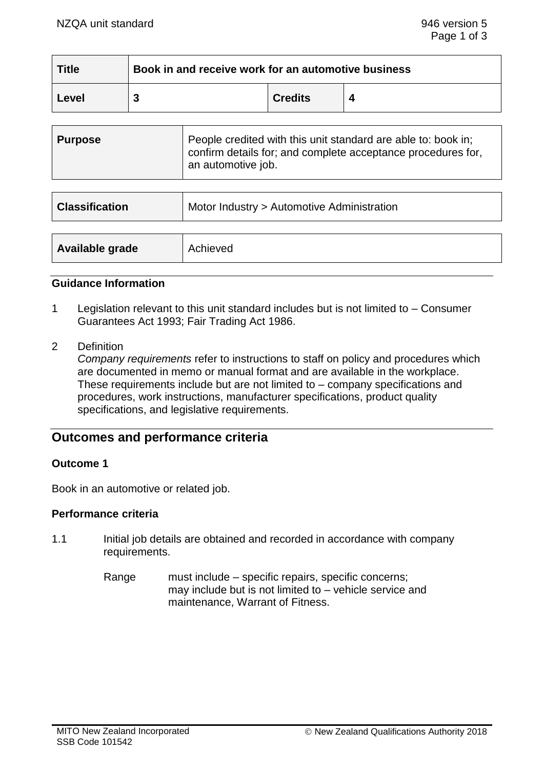| Title | Book in and receive work for an automotive business | | |
|---|---|---|---|
| Level | 3 | Credits | 4 |

| Purpose | People credited with this unit standard are able to: book in; confirm details for; and complete acceptance procedures for, an automotive job. |
|---|---|

| Classification | Motor Industry > Automotive Administration |
|---|---|

| Available grade | Achieved |
|---|---|

### Guidance Information

1 Legislation relevant to this unit standard includes but is not limited to – Consumer Guarantees Act 1993; Fair Trading Act 1986.

2 Definition
*Company requirements* refer to instructions to staff on policy and procedures which are documented in memo or manual format and are available in the workplace. These requirements include but are not limited to – company specifications and procedures, work instructions, manufacturer specifications, product quality specifications, and legislative requirements.

## Outcomes and performance criteria

### Outcome 1

Book in an automotive or related job.

### Performance criteria

1.1 Initial job details are obtained and recorded in accordance with company requirements.

Range must include – specific repairs, specific concerns;
may include but is not limited to – vehicle service and maintenance, Warrant of Fitness.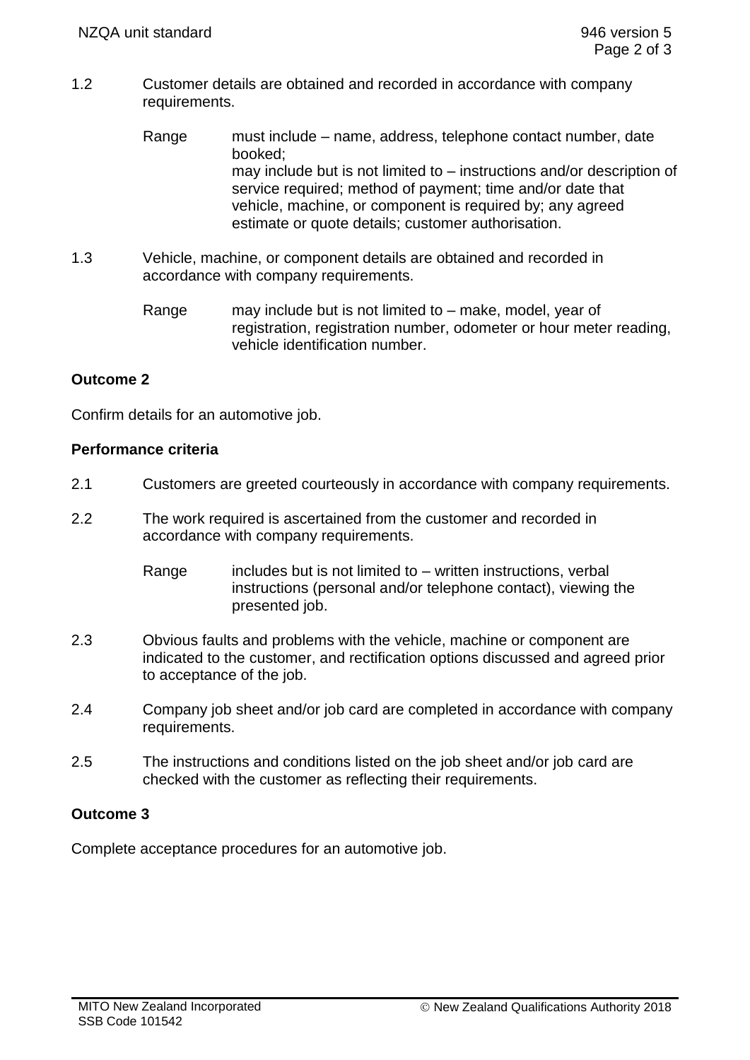1.2 Customer details are obtained and recorded in accordance with company requirements.

Range must include – name, address, telephone contact number, date booked;
may include but is not limited to – instructions and/or description of service required; method of payment; time and/or date that vehicle, machine, or component is required by; any agreed estimate or quote details; customer authorisation.

1.3 Vehicle, machine, or component details are obtained and recorded in accordance with company requirements.

Range may include but is not limited to – make, model, year of registration, registration number, odometer or hour meter reading, vehicle identification number.

**Outcome 2**

Confirm details for an automotive job.

**Performance criteria**

2.1 Customers are greeted courteously in accordance with company requirements.

2.2 The work required is ascertained from the customer and recorded in accordance with company requirements.

Range includes but is not limited to – written instructions, verbal instructions (personal and/or telephone contact), viewing the presented job.

2.3 Obvious faults and problems with the vehicle, machine or component are indicated to the customer, and rectification options discussed and agreed prior to acceptance of the job.

2.4 Company job sheet and/or job card are completed in accordance with company requirements.

2.5 The instructions and conditions listed on the job sheet and/or job card are checked with the customer as reflecting their requirements.

**Outcome 3**

Complete acceptance procedures for an automotive job.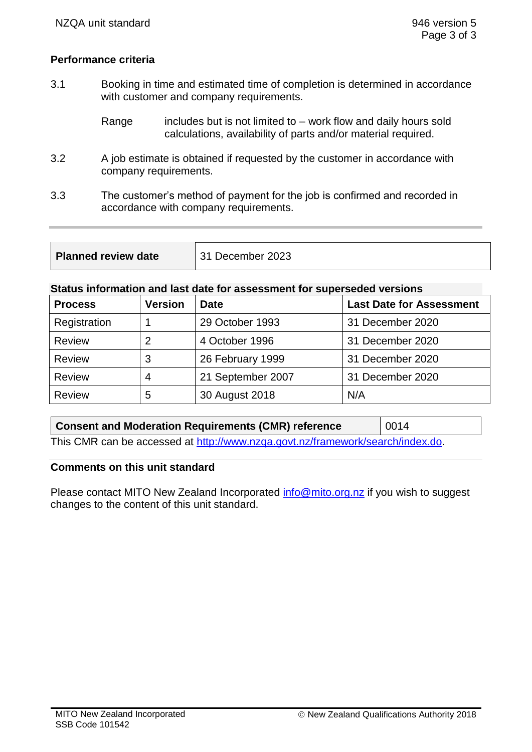## Performance criteria

3.1 Booking in time and estimated time of completion is determined in accordance with customer and company requirements.

Range: includes but is not limited to – work flow and daily hours sold calculations, availability of parts and/or material required.

3.2 A job estimate is obtained if requested by the customer in accordance with company requirements.

3.3 The customer's method of payment for the job is confirmed and recorded in accordance with company requirements.

| | |
|---|---|
| **Planned review date** | 31 December 2023 |

**Status information and last date for assessment for superseded versions**

| Process | Version | Date | Last Date for Assessment |
|---|---|---|---|
| Registration | 1 | 29 October 1993 | 31 December 2020 |
| Review | 2 | 4 October 1996 | 31 December 2020 |
| Review | 3 | 26 February 1999 | 31 December 2020 |
| Review | 4 | 21 September 2007 | 31 December 2020 |
| Review | 5 | 30 August 2018 | N/A |

| | |
|---|---|
| **Consent and Moderation Requirements (CMR) reference** | 0014 |

This CMR can be accessed at http://www.nzqa.govt.nz/framework/search/index.do.

## Comments on this unit standard

Please contact MITO New Zealand Incorporated info@mito.org.nz if you wish to suggest changes to the content of this unit standard.